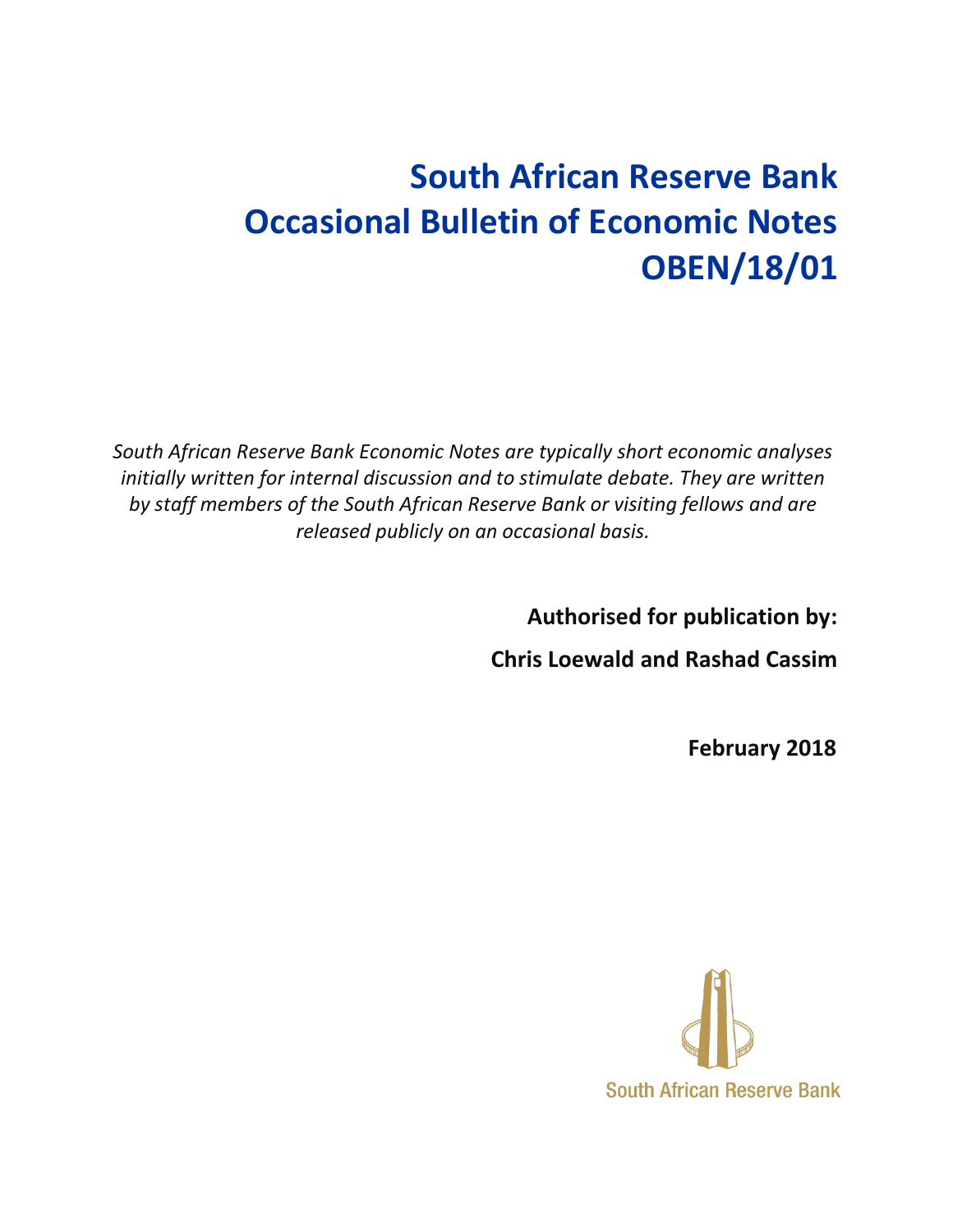# South African Reserve Bank
# Occasional Bulletin of Economic Notes
# OBEN/18/01

*South African Reserve Bank Economic Notes are typically short economic analyses initially written for internal discussion and to stimulate debate. They are written by staff members of the South African Reserve Bank or visiting fellows and are released publicly on an occasional basis.*

**Authorised for publication by:**

**Chris Loewald and Rashad Cassim**

**February 2018**

South African Reserve Bank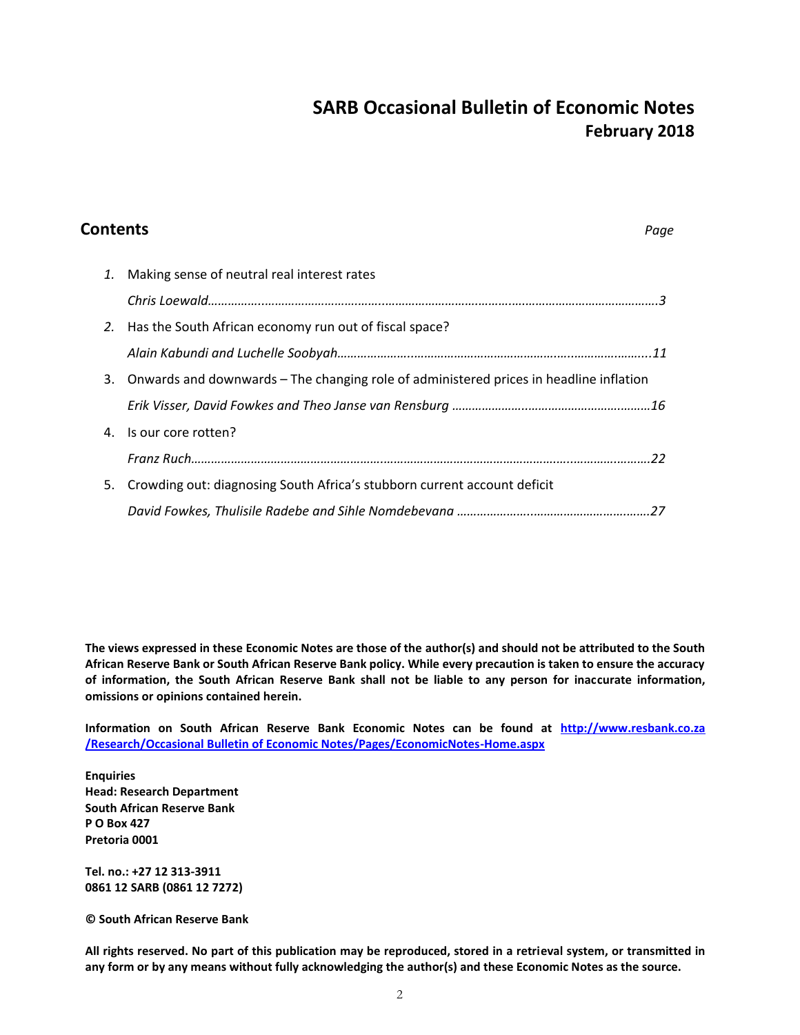# SARB Occasional Bulletin of Economic Notes

## February 2018

## Contents

*Page*

1. Making sense of neutral real interest rates

   *Chris Loewald……………………………………………………………………………………………………………3*

2. Has the South African economy run out of fiscal space?

   *Alain Kabundi and Luchelle Soobyah…………………………………………………………………………...11*

3. Onwards and downwards – The changing role of administered prices in headline inflation

   *Erik Visser, David Fowkes and Theo Janse van Rensburg ……………………………………………………16*

4. Is our core rotten?

   *Franz Ruch……………………………………………………………………………………………………………22*

5. Crowding out: diagnosing South Africa's stubborn current account deficit

   *David Fowkes, Thulisile Radebe and Sihle Nomdebevana …………………………………………………27*

**The views expressed in these Economic Notes are those of the author(s) and should not be attributed to the South African Reserve Bank or South African Reserve Bank policy. While every precaution is taken to ensure the accuracy of information, the South African Reserve Bank shall not be liable to any person for inaccurate information, omissions or opinions contained herein.**

**Information on South African Reserve Bank Economic Notes can be found at http://www.resbank.co.za /Research/Occasional Bulletin of Economic Notes/Pages/EconomicNotes-Home.aspx**

**Enquiries**
**Head: Research Department**
**South African Reserve Bank**
**P O Box 427**
**Pretoria 0001**

**Tel. no.: +27 12 313-3911**
**0861 12 SARB (0861 12 7272)**

**© South African Reserve Bank**

**All rights reserved. No part of this publication may be reproduced, stored in a retrieval system, or transmitted in any form or by any means without fully acknowledging the author(s) and these Economic Notes as the source.**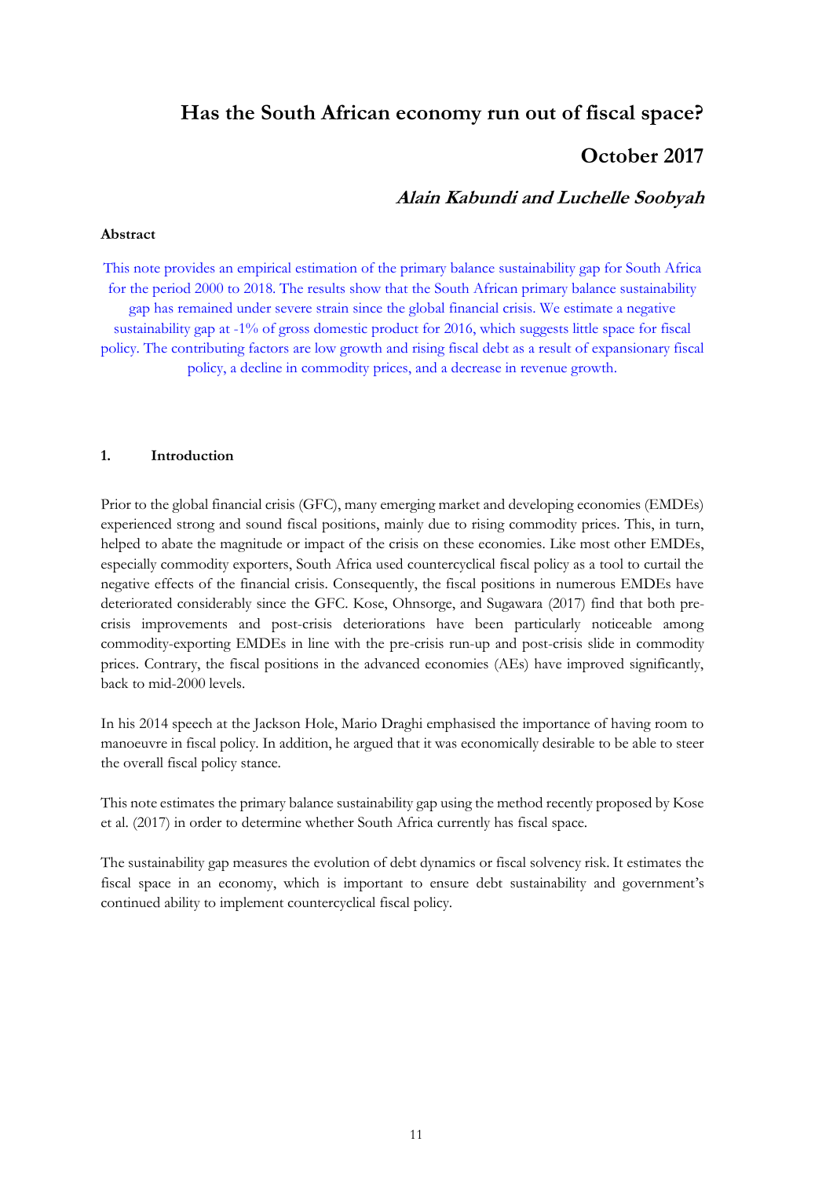# Has the South African economy run out of fiscal space?

## October 2017

### *Alain Kabundi and Luchelle Soobyah*

**Abstract**

This note provides an empirical estimation of the primary balance sustainability gap for South Africa for the period 2000 to 2018. The results show that the South African primary balance sustainability gap has remained under severe strain since the global financial crisis. We estimate a negative sustainability gap at -1% of gross domestic product for 2016, which suggests little space for fiscal policy. The contributing factors are low growth and rising fiscal debt as a result of expansionary fiscal policy, a decline in commodity prices, and a decrease in revenue growth.

**1. Introduction**

Prior to the global financial crisis (GFC), many emerging market and developing economies (EMDEs) experienced strong and sound fiscal positions, mainly due to rising commodity prices. This, in turn, helped to abate the magnitude or impact of the crisis on these economies. Like most other EMDEs, especially commodity exporters, South Africa used countercyclical fiscal policy as a tool to curtail the negative effects of the financial crisis. Consequently, the fiscal positions in numerous EMDEs have deteriorated considerably since the GFC. Kose, Ohnsorge, and Sugawara (2017) find that both pre-crisis improvements and post-crisis deteriorations have been particularly noticeable among commodity-exporting EMDEs in line with the pre-crisis run-up and post-crisis slide in commodity prices. Contrary, the fiscal positions in the advanced economies (AEs) have improved significantly, back to mid-2000 levels.

In his 2014 speech at the Jackson Hole, Mario Draghi emphasised the importance of having room to manoeuvre in fiscal policy. In addition, he argued that it was economically desirable to be able to steer the overall fiscal policy stance.

This note estimates the primary balance sustainability gap using the method recently proposed by Kose et al. (2017) in order to determine whether South Africa currently has fiscal space.

The sustainability gap measures the evolution of debt dynamics or fiscal solvency risk. It estimates the fiscal space in an economy, which is important to ensure debt sustainability and government's continued ability to implement countercyclical fiscal policy.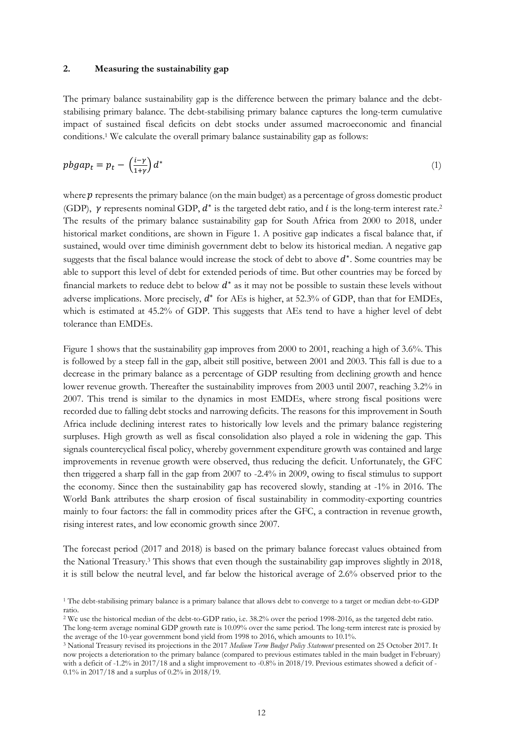## 2. Measuring the sustainability gap

The primary balance sustainability gap is the difference between the primary balance and the debt-stabilising primary balance. The debt-stabilising primary balance captures the long-term cumulative impact of sustained fiscal deficits on debt stocks under assumed macroeconomic and financial conditions.[1] We calculate the overall primary balance sustainability gap as follows:

$$pbgap_t = p_t - \left(\frac{i-\gamma}{1+\gamma}\right) d^* \tag{1}$$

where $p$ represents the primary balance (on the main budget) as a percentage of gross domestic product (GDP), $\gamma$ represents nominal GDP, $d^*$ is the targeted debt ratio, and $i$ is the long-term interest rate.[2] The results of the primary balance sustainability gap for South Africa from 2000 to 2018, under historical market conditions, are shown in Figure 1. A positive gap indicates a fiscal balance that, if sustained, would over time diminish government debt to below its historical median. A negative gap suggests that the fiscal balance would increase the stock of debt to above $d^*$. Some countries may be able to support this level of debt for extended periods of time. But other countries may be forced by financial markets to reduce debt to below $d^*$ as it may not be possible to sustain these levels without adverse implications. More precisely, $d^*$ for AEs is higher, at 52.3% of GDP, than that for EMDEs, which is estimated at 45.2% of GDP. This suggests that AEs tend to have a higher level of debt tolerance than EMDEs.

Figure 1 shows that the sustainability gap improves from 2000 to 2001, reaching a high of 3.6%. This is followed by a steep fall in the gap, albeit still positive, between 2001 and 2003. This fall is due to a decrease in the primary balance as a percentage of GDP resulting from declining growth and hence lower revenue growth. Thereafter the sustainability improves from 2003 until 2007, reaching 3.2% in 2007. This trend is similar to the dynamics in most EMDEs, where strong fiscal positions were recorded due to falling debt stocks and narrowing deficits. The reasons for this improvement in South Africa include declining interest rates to historically low levels and the primary balance registering surpluses. High growth as well as fiscal consolidation also played a role in widening the gap. This signals countercyclical fiscal policy, whereby government expenditure growth was contained and large improvements in revenue growth were observed, thus reducing the deficit. Unfortunately, the GFC then triggered a sharp fall in the gap from 2007 to -2.4% in 2009, owing to fiscal stimulus to support the economy. Since then the sustainability gap has recovered slowly, standing at -1% in 2016. The World Bank attributes the sharp erosion of fiscal sustainability in commodity-exporting countries mainly to four factors: the fall in commodity prices after the GFC, a contraction in revenue growth, rising interest rates, and low economic growth since 2007.

The forecast period (2017 and 2018) is based on the primary balance forecast values obtained from the National Treasury.[3] This shows that even though the sustainability gap improves slightly in 2018, it is still below the neutral level, and far below the historical average of 2.6% observed prior to the

[1] The debt-stabilising primary balance is a primary balance that allows debt to converge to a target or median debt-to-GDP ratio.

[2] We use the historical median of the debt-to-GDP ratio, i.e. 38.2% over the period 1998-2016, as the targeted debt ratio. The long-term average nominal GDP growth rate is 10.09% over the same period. The long-term interest rate is proxied by the average of the 10-year government bond yield from 1998 to 2016, which amounts to 10.1%.

[3] National Treasury revised its projections in the 2017 *Medium Term Budget Policy Statement* presented on 25 October 2017. It now projects a deterioration to the primary balance (compared to previous estimates tabled in the main budget in February) with a deficit of -1.2% in 2017/18 and a slight improvement to -0.8% in 2018/19. Previous estimates showed a deficit of -0.1% in 2017/18 and a surplus of 0.2% in 2018/19.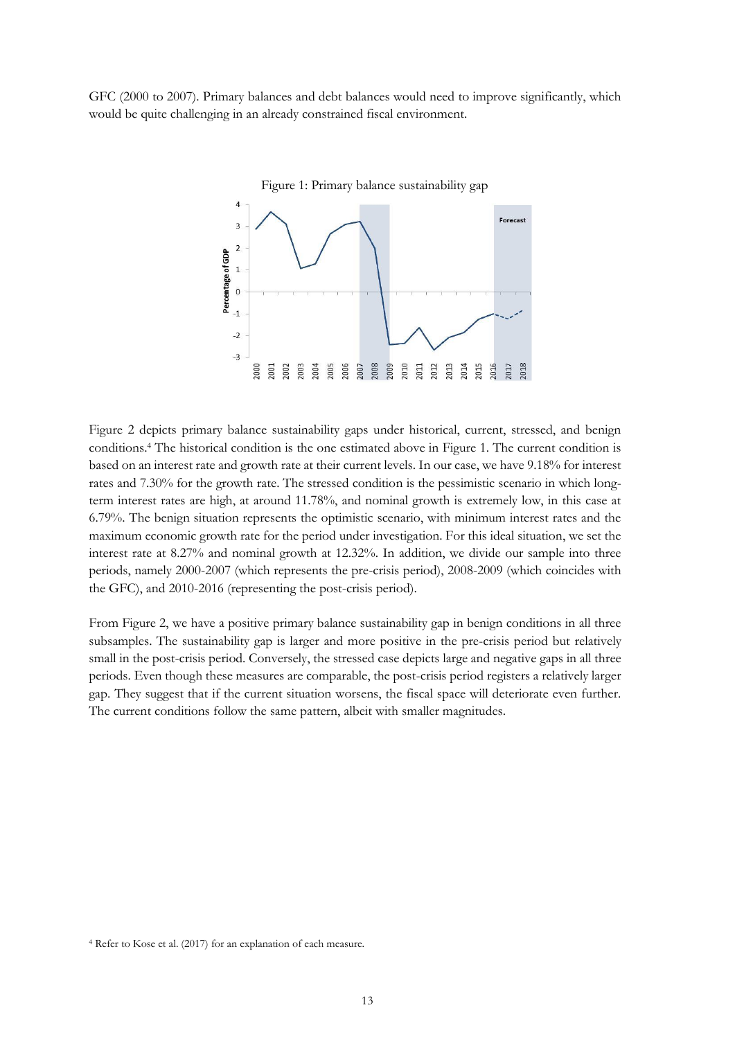GFC (2000 to 2007). Primary balances and debt balances would need to improve significantly, which would be quite challenging in an already constrained fiscal environment.

Figure 1: Primary balance sustainability gap

Figure 2 depicts primary balance sustainability gaps under historical, current, stressed, and benign conditions.[4] The historical condition is the one estimated above in Figure 1. The current condition is based on an interest rate and growth rate at their current levels. In our case, we have 9.18% for interest rates and 7.30% for the growth rate. The stressed condition is the pessimistic scenario in which long-term interest rates are high, at around 11.78%, and nominal growth is extremely low, in this case at 6.79%. The benign situation represents the optimistic scenario, with minimum interest rates and the maximum economic growth rate for the period under investigation. For this ideal situation, we set the interest rate at 8.27% and nominal growth at 12.32%. In addition, we divide our sample into three periods, namely 2000-2007 (which represents the pre-crisis period), 2008-2009 (which coincides with the GFC), and 2010-2016 (representing the post-crisis period).

From Figure 2, we have a positive primary balance sustainability gap in benign conditions in all three subsamples. The sustainability gap is larger and more positive in the pre-crisis period but relatively small in the post-crisis period. Conversely, the stressed case depicts large and negative gaps in all three periods. Even though these measures are comparable, the post-crisis period registers a relatively larger gap. They suggest that if the current situation worsens, the fiscal space will deteriorate even further. The current conditions follow the same pattern, albeit with smaller magnitudes.

[4] Refer to Kose et al. (2017) for an explanation of each measure.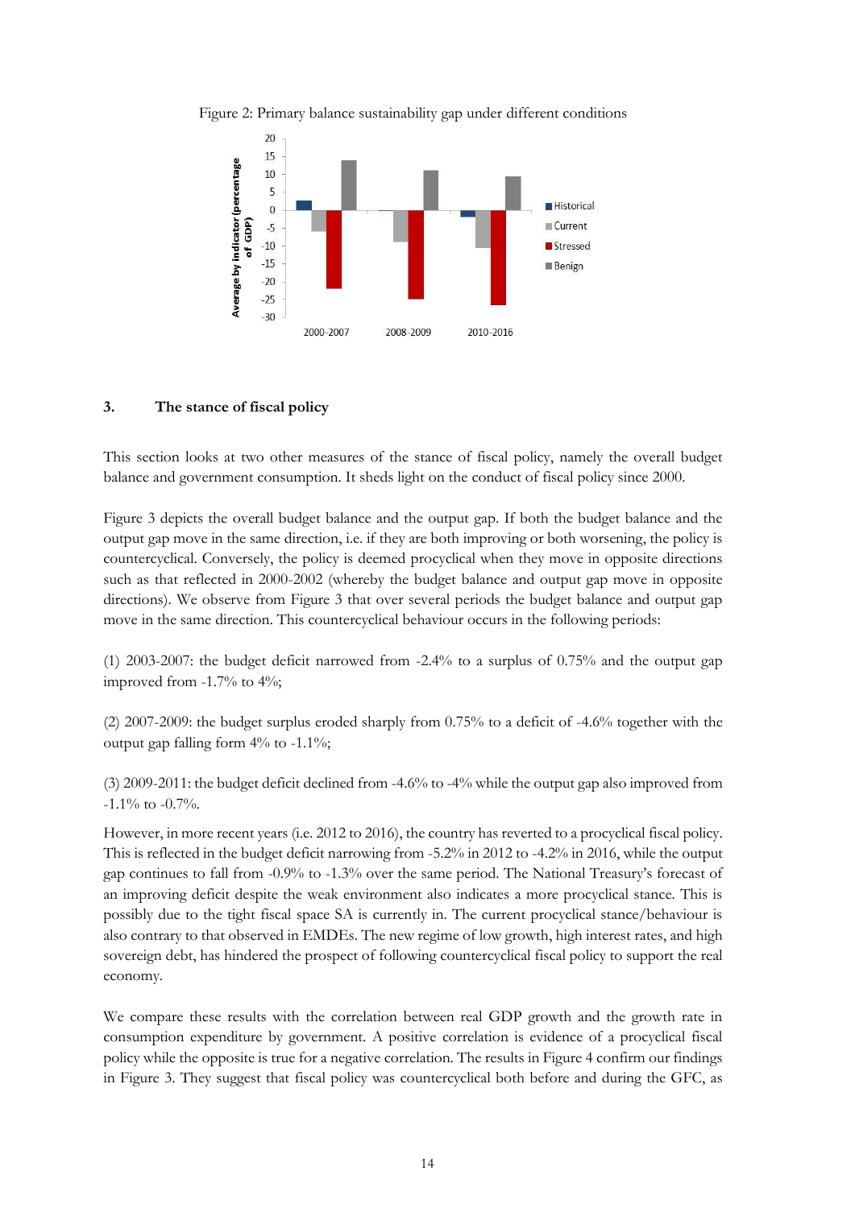Figure 2: Primary balance sustainability gap under different conditions

## 3. The stance of fiscal policy

This section looks at two other measures of the stance of fiscal policy, namely the overall budget balance and government consumption. It sheds light on the conduct of fiscal policy since 2000.

Figure 3 depicts the overall budget balance and the output gap. If both the budget balance and the output gap move in the same direction, i.e. if they are both improving or both worsening, the policy is countercyclical. Conversely, the policy is deemed procyclical when they move in opposite directions such as that reflected in 2000-2002 (whereby the budget balance and output gap move in opposite directions). We observe from Figure 3 that over several periods the budget balance and output gap move in the same direction. This countercyclical behaviour occurs in the following periods:

(1) 2003-2007: the budget deficit narrowed from -2.4% to a surplus of 0.75% and the output gap improved from -1.7% to 4%;

(2) 2007-2009: the budget surplus eroded sharply from 0.75% to a deficit of -4.6% together with the output gap falling form 4% to -1.1%;

(3) 2009-2011: the budget deficit declined from -4.6% to -4% while the output gap also improved from -1.1% to -0.7%.

However, in more recent years (i.e. 2012 to 2016), the country has reverted to a procyclical fiscal policy. This is reflected in the budget deficit narrowing from -5.2% in 2012 to -4.2% in 2016, while the output gap continues to fall from -0.9% to -1.3% over the same period. The National Treasury's forecast of an improving deficit despite the weak environment also indicates a more procyclical stance. This is possibly due to the tight fiscal space SA is currently in. The current procyclical stance/behaviour is also contrary to that observed in EMDEs. The new regime of low growth, high interest rates, and high sovereign debt, has hindered the prospect of following countercyclical fiscal policy to support the real economy.

We compare these results with the correlation between real GDP growth and the growth rate in consumption expenditure by government. A positive correlation is evidence of a procyclical fiscal policy while the opposite is true for a negative correlation. The results in Figure 4 confirm our findings in Figure 3. They suggest that fiscal policy was countercyclical both before and during the GFC, as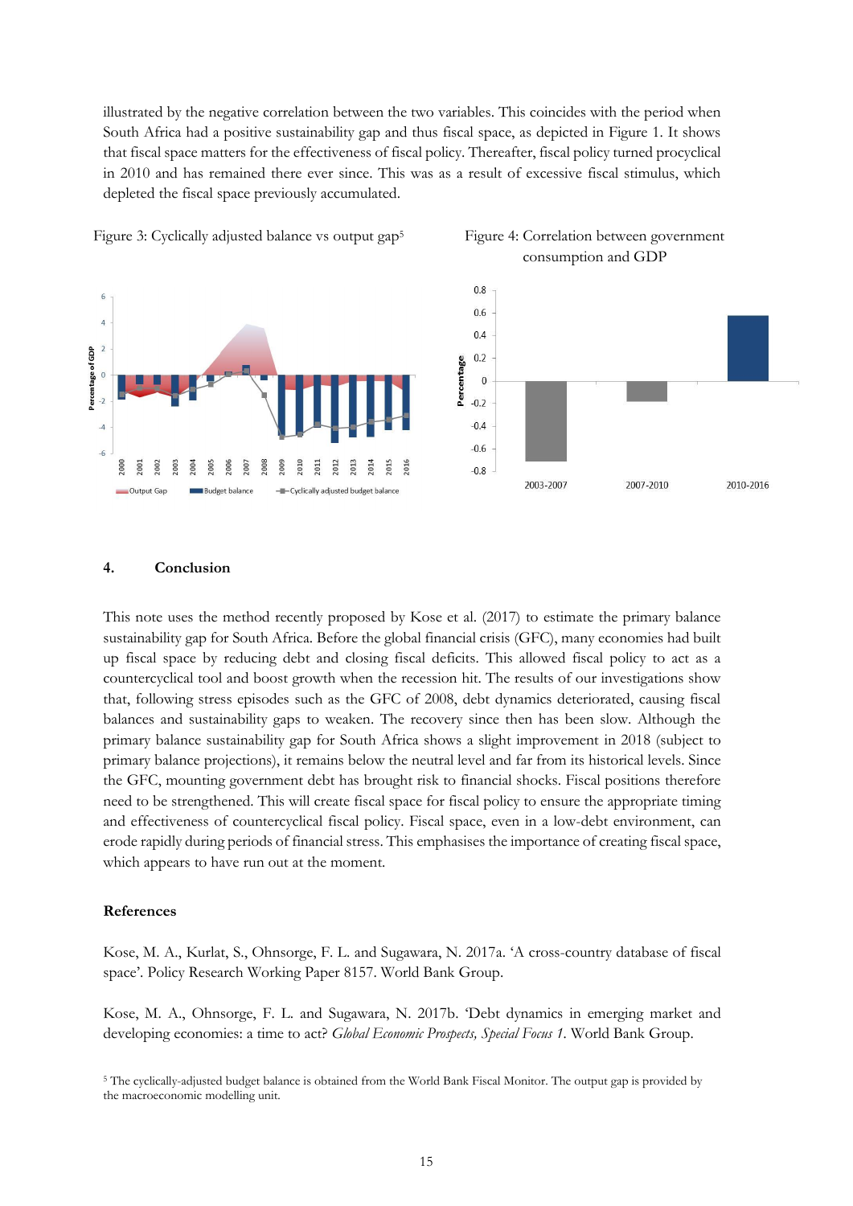illustrated by the negative correlation between the two variables. This coincides with the period when South Africa had a positive sustainability gap and thus fiscal space, as depicted in Figure 1. It shows that fiscal space matters for the effectiveness of fiscal policy. Thereafter, fiscal policy turned procyclical in 2010 and has remained there ever since. This was as a result of excessive fiscal stimulus, which depleted the fiscal space previously accumulated.

Figure 3: Cyclically adjusted balance vs output gap[5]

Percentage of GDP

6
4
2
0
-2
-4
-6

2000 2001 2002 2003 2004 2005 2006 2007 2008 2009 2010 2011 2012 2013 2014 2015 2016

Output Gap | Budget balance | Cyclically adjusted budget balance

Figure 4: Correlation between government consumption and GDP

Percentage

0.8
0.6
0.4
0.2
0
-0.2
-0.4
-0.6
-0.8

2003-2007 | 2007-2010 | 2010-2016

## 4. Conclusion

This note uses the method recently proposed by Kose et al. (2017) to estimate the primary balance sustainability gap for South Africa. Before the global financial crisis (GFC), many economies had built up fiscal space by reducing debt and closing fiscal deficits. This allowed fiscal policy to act as a countercyclical tool and boost growth when the recession hit. The results of our investigations show that, following stress episodes such as the GFC of 2008, debt dynamics deteriorated, causing fiscal balances and sustainability gaps to weaken. The recovery since then has been slow. Although the primary balance sustainability gap for South Africa shows a slight improvement in 2018 (subject to primary balance projections), it remains below the neutral level and far from its historical levels. Since the GFC, mounting government debt has brought risk to financial shocks. Fiscal positions therefore need to be strengthened. This will create fiscal space for fiscal policy to ensure the appropriate timing and effectiveness of countercyclical fiscal policy. Fiscal space, even in a low-debt environment, can erode rapidly during periods of financial stress. This emphasises the importance of creating fiscal space, which appears to have run out at the moment.

## References

Kose, M. A., Kurlat, S., Ohnsorge, F. L. and Sugawara, N. 2017a. 'A cross-country database of fiscal space'. Policy Research Working Paper 8157. World Bank Group.

Kose, M. A., Ohnsorge, F. L. and Sugawara, N. 2017b. 'Debt dynamics in emerging market and developing economies: a time to act? *Global Economic Prospects, Special Focus 1*. World Bank Group.

[5] The cyclically-adjusted budget balance is obtained from the World Bank Fiscal Monitor. The output gap is provided by the macroeconomic modelling unit.